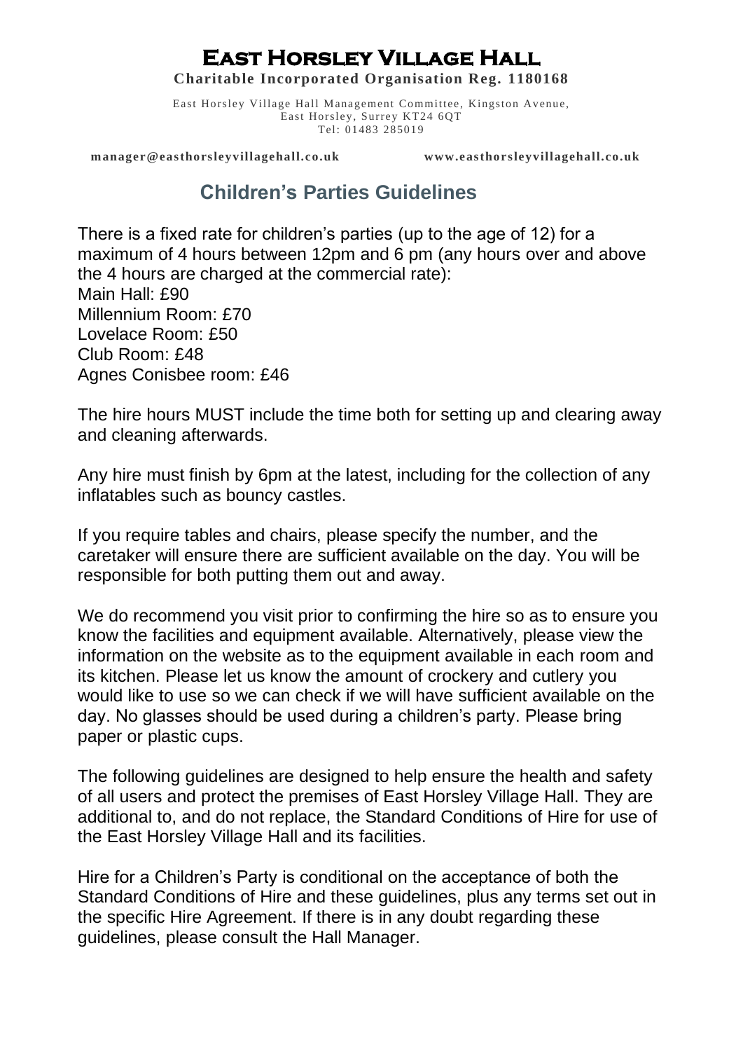# East Horsley Village Hall

**Charitable Incorporated Organisation Reg. 1180168**

East Horsley Village Hall Management Committee, Kingston Avenue,
East Horsley, Surrey KT24 6QT
Tel: 01483 285019

**manager@easthorsleyvillagehall.co.uk** **www.easthorsleyvillagehall.co.uk**

## Children's Parties Guidelines

There is a fixed rate for children's parties (up to the age of 12) for a maximum of 4 hours between 12pm and 6 pm (any hours over and above the 4 hours are charged at the commercial rate):
Main Hall: £90
Millennium Room: £70
Lovelace Room: £50
Club Room: £48
Agnes Conisbee room: £46

The hire hours MUST include the time both for setting up and clearing away and cleaning afterwards.

Any hire must finish by 6pm at the latest, including for the collection of any inflatables such as bouncy castles.

If you require tables and chairs, please specify the number, and the caretaker will ensure there are sufficient available on the day. You will be responsible for both putting them out and away.

We do recommend you visit prior to confirming the hire so as to ensure you know the facilities and equipment available. Alternatively, please view the information on the website as to the equipment available in each room and its kitchen. Please let us know the amount of crockery and cutlery you would like to use so we can check if we will have sufficient available on the day. No glasses should be used during a children's party. Please bring paper or plastic cups.

The following guidelines are designed to help ensure the health and safety of all users and protect the premises of East Horsley Village Hall. They are additional to, and do not replace, the Standard Conditions of Hire for use of the East Horsley Village Hall and its facilities.

Hire for a Children's Party is conditional on the acceptance of both the Standard Conditions of Hire and these guidelines, plus any terms set out in the specific Hire Agreement. If there is in any doubt regarding these guidelines, please consult the Hall Manager.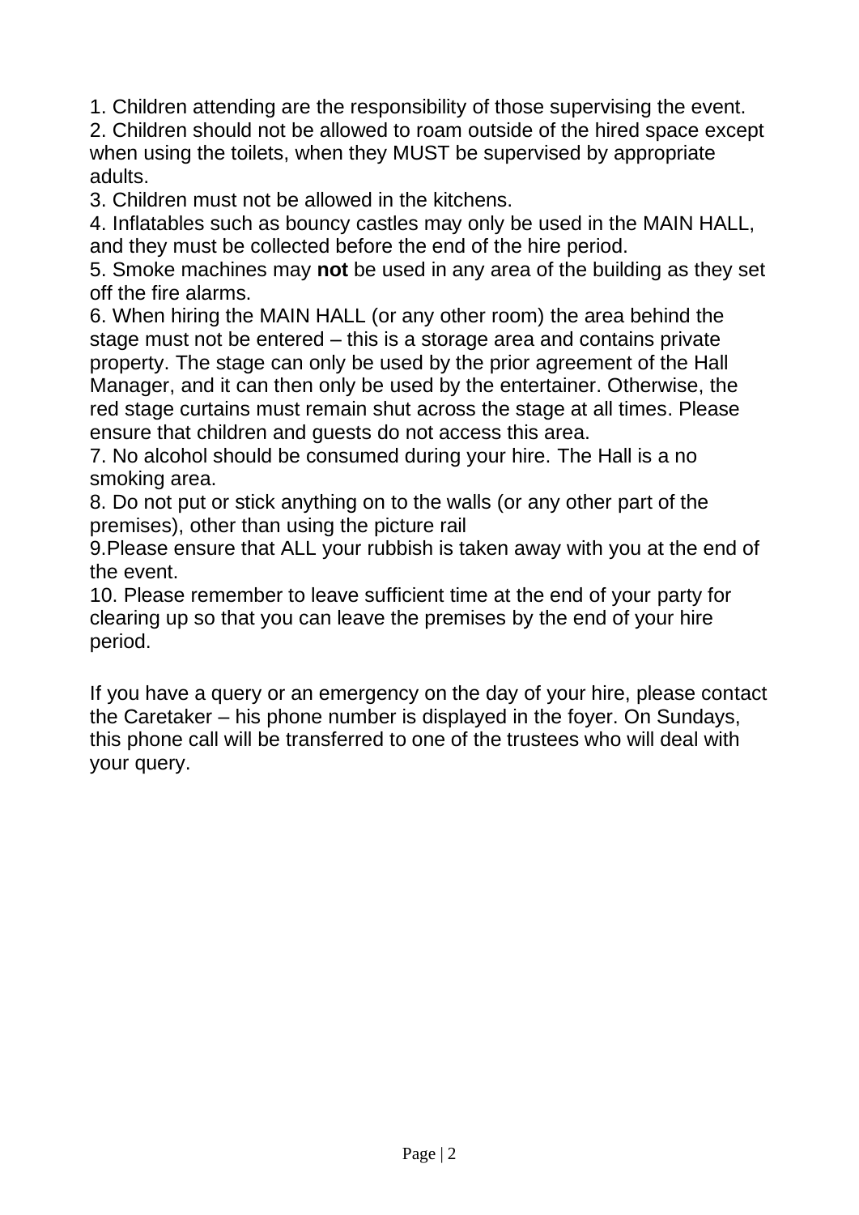1. Children attending are the responsibility of those supervising the event.
2. Children should not be allowed to roam outside of the hired space except when using the toilets, when they MUST be supervised by appropriate adults.
3. Children must not be allowed in the kitchens.
4. Inflatables such as bouncy castles may only be used in the MAIN HALL, and they must be collected before the end of the hire period.
5. Smoke machines may **not** be used in any area of the building as they set off the fire alarms.
6. When hiring the MAIN HALL (or any other room) the area behind the stage must not be entered – this is a storage area and contains private property. The stage can only be used by the prior agreement of the Hall Manager, and it can then only be used by the entertainer. Otherwise, the red stage curtains must remain shut across the stage at all times. Please ensure that children and guests do not access this area.
7. No alcohol should be consumed during your hire. The Hall is a no smoking area.
8. Do not put or stick anything on to the walls (or any other part of the premises), other than using the picture rail
9. Please ensure that ALL your rubbish is taken away with you at the end of the event.
10. Please remember to leave sufficient time at the end of your party for clearing up so that you can leave the premises by the end of your hire period.

If you have a query or an emergency on the day of your hire, please contact the Caretaker – his phone number is displayed in the foyer. On Sundays, this phone call will be transferred to one of the trustees who will deal with your query.